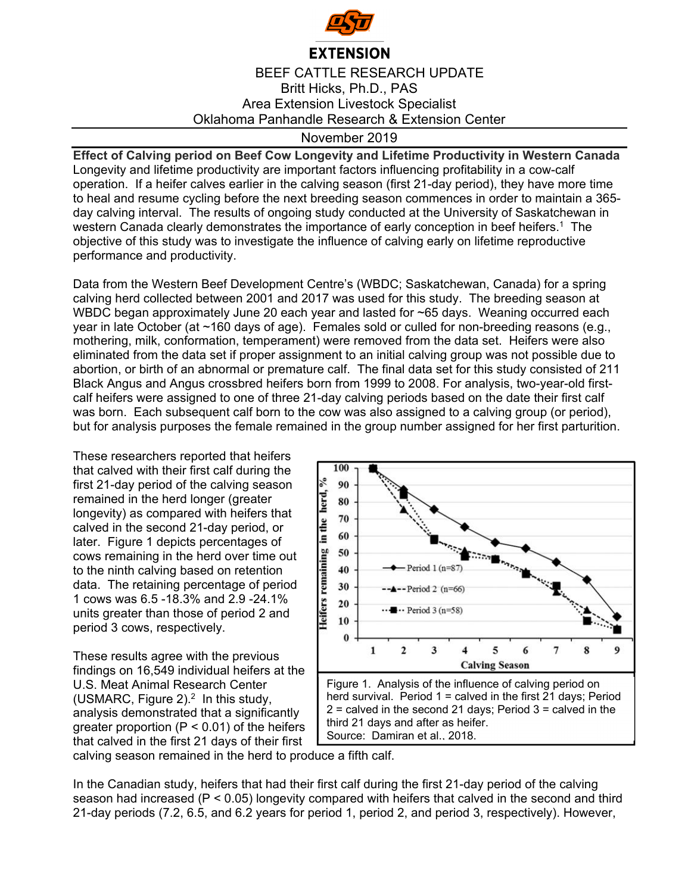EXTENSION

BEEF CATTLE RESEARCH UPDATE
Britt Hicks, Ph.D., PAS
Area Extension Livestock Specialist
Oklahoma Panhandle Research & Extension Center

November 2019

**Effect of Calving period on Beef Cow Longevity and Lifetime Productivity in Western Canada**

Longevity and lifetime productivity are important factors influencing profitability in a cow-calf operation. If a heifer calves earlier in the calving season (first 21-day period), they have more time to heal and resume cycling before the next breeding season commences in order to maintain a 365-day calving interval. The results of ongoing study conducted at the University of Saskatchewan in western Canada clearly demonstrates the importance of early conception in beef heifers.[1] The objective of this study was to investigate the influence of calving early on lifetime reproductive performance and productivity.

Data from the Western Beef Development Centre's (WBDC; Saskatchewan, Canada) for a spring calving herd collected between 2001 and 2017 was used for this study. The breeding season at WBDC began approximately June 20 each year and lasted for ~65 days. Weaning occurred each year in late October (at ~160 days of age). Females sold or culled for non-breeding reasons (e.g., mothering, milk, conformation, temperament) were removed from the data set. Heifers were also eliminated from the data set if proper assignment to an initial calving group was not possible due to abortion, or birth of an abnormal or premature calf. The final data set for this study consisted of 211 Black Angus and Angus crossbred heifers born from 1999 to 2008. For analysis, two-year-old first-calf heifers were assigned to one of three 21-day calving periods based on the date their first calf was born. Each subsequent calf born to the cow was also assigned to a calving group (or period), but for analysis purposes the female remained in the group number assigned for her first parturition.

These researchers reported that heifers that calved with their first calf during the first 21-day period of the calving season remained in the herd longer (greater longevity) as compared with heifers that calved in the second 21-day period, or later. Figure 1 depicts percentages of cows remaining in the herd over time out to the ninth calving based on retention data. The retaining percentage of period 1 cows was 6.5 -18.3% and 2.9 -24.1% units greater than those of period 2 and period 3 cows, respectively.

Figure 1. Analysis of the influence of calving period on herd survival. Period 1 = calved in the first 21 days; Period 2 = calved in the second 21 days; Period 3 = calved in the third 21 days and after as heifer. Source: Damiran et al., 2018.

These results agree with the previous findings on 16,549 individual heifers at the U.S. Meat Animal Research Center (USMARC, Figure 2).[2] In this study, analysis demonstrated that a significantly greater proportion ($P < 0.01$) of the heifers that calved in the first 21 days of their first calving season remained in the herd to produce a fifth calf.

In the Canadian study, heifers that had their first calf during the first 21-day period of the calving season had increased ($P < 0.05$) longevity compared with heifers that calved in the second and third 21-day periods (7.2, 6.5, and 6.2 years for period 1, period 2, and period 3, respectively). However,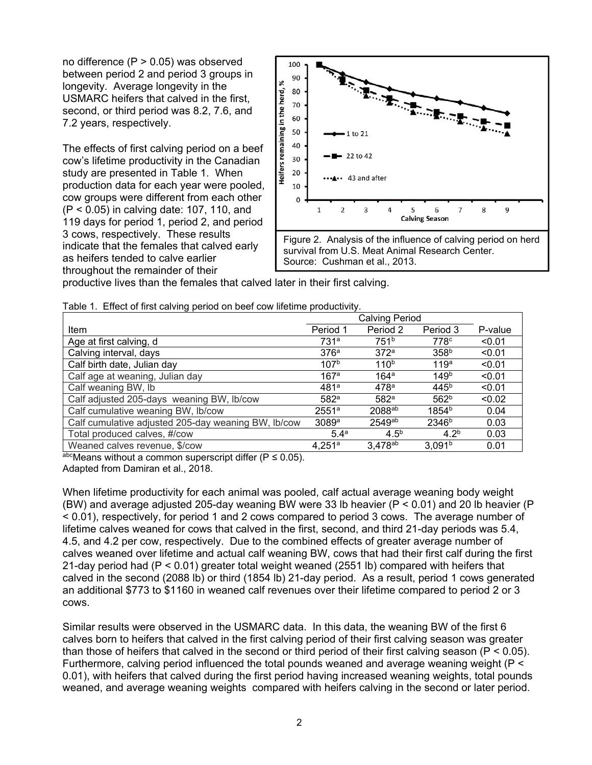no difference (P > 0.05) was observed between period 2 and period 3 groups in longevity. Average longevity in the USMARC heifers that calved in the first, second, or third period was 8.2, 7.6, and 7.2 years, respectively.

The effects of first calving period on a beef cow's lifetime productivity in the Canadian study are presented in Table 1. When production data for each year were pooled, cow groups were different from each other (P < 0.05) in calving date: 107, 110, and 119 days for period 1, period 2, and period 3 cows, respectively. These results indicate that the females that calved early as heifers tended to calve earlier throughout the remainder of their productive lives than the females that calved later in their first calving.

Figure 2. Analysis of the influence of calving period on herd survival from U.S. Meat Animal Research Center. Source: Cushman et al., 2013.

Table 1. Effect of first calving period on beef cow lifetime productivity.

| Item | Calving Period | | | P-value |
|---|---|---|---|---|
| | Period 1 | Period 2 | Period 3 | |
| Age at first calving, d | 731[a] | 751[b] | 778[c] | <0.01 |
| Calving interval, days | 376[a] | 372[a] | 358[b] | <0.01 |
| Calf birth date, Julian day | 107[b] | 110[b] | 119[a] | <0.01 |
| Calf age at weaning, Julian day | 167[a] | 164[a] | 149[b] | <0.01 |
| Calf weaning BW, lb | 481[a] | 478[a] | 445[b] | <0.01 |
| Calf adjusted 205-days weaning BW, lb/cow | 582[a] | 582[a] | 562[b] | <0.02 |
| Calf cumulative weaning BW, lb/cow | 2551[a] | 2088[ab] | 1854[b] | 0.04 |
| Calf cumulative adjusted 205-day weaning BW, lb/cow | 3089[a] | 2549[ab] | 2346[b] | 0.03 |
| Total produced calves, #/cow | 5.4[a] | 4.5[b] | 4.2[b] | 0.03 |
| Weaned calves revenue, $/cow | 4,251[a] | 3,478[ab] | 3,091[b] | 0.01 |

[abc]Means without a common superscript differ (P ≤ 0.05).
Adapted from Damiran et al., 2018.

When lifetime productivity for each animal was pooled, calf actual average weaning body weight (BW) and average adjusted 205-day weaning BW were 33 lb heavier (P < 0.01) and 20 lb heavier (P < 0.01), respectively, for period 1 and 2 cows compared to period 3 cows. The average number of lifetime calves weaned for cows that calved in the first, second, and third 21-day periods was 5.4, 4.5, and 4.2 per cow, respectively. Due to the combined effects of greater average number of calves weaned over lifetime and actual calf weaning BW, cows that had their first calf during the first 21-day period had (P < 0.01) greater total weight weaned (2551 lb) compared with heifers that calved in the second (2088 lb) or third (1854 lb) 21-day period. As a result, period 1 cows generated an additional $773 to $1160 in weaned calf revenues over their lifetime compared to period 2 or 3 cows.

Similar results were observed in the USMARC data. In this data, the weaning BW of the first 6 calves born to heifers that calved in the first calving period of their first calving season was greater than those of heifers that calved in the second or third period of their first calving season (P < 0.05). Furthermore, calving period influenced the total pounds weaned and average weaning weight (P < 0.01), with heifers that calved during the first period having increased weaning weights, total pounds weaned, and average weaning weights compared with heifers calving in the second or later period.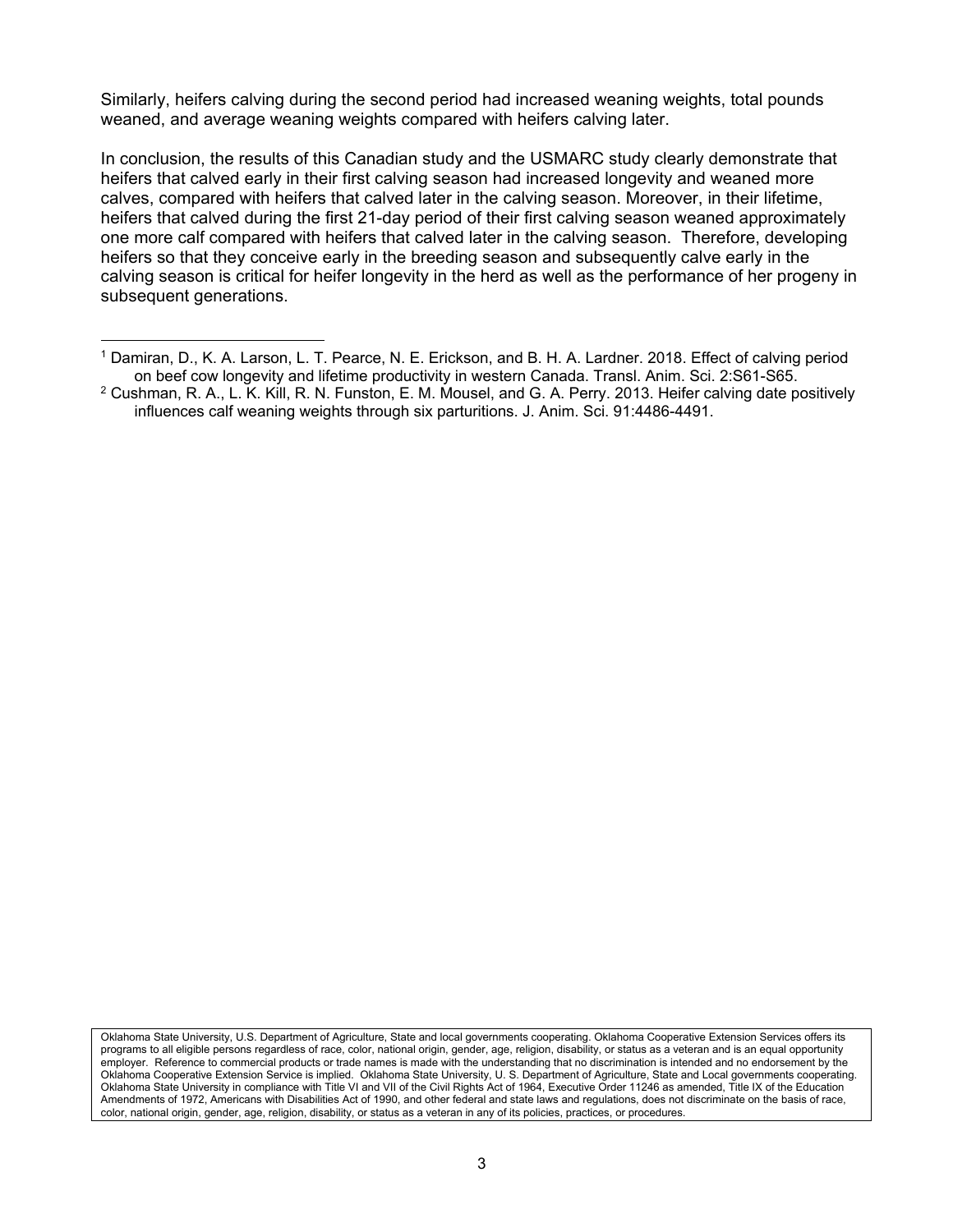Similarly, heifers calving during the second period had increased weaning weights, total pounds weaned, and average weaning weights compared with heifers calving later.

In conclusion, the results of this Canadian study and the USMARC study clearly demonstrate that heifers that calved early in their first calving season had increased longevity and weaned more calves, compared with heifers that calved later in the calving season. Moreover, in their lifetime, heifers that calved during the first 21-day period of their first calving season weaned approximately one more calf compared with heifers that calved later in the calving season. Therefore, developing heifers so that they conceive early in the breeding season and subsequently calve early in the calving season is critical for heifer longevity in the herd as well as the performance of her progeny in subsequent generations.

---

[1] Damiran, D., K. A. Larson, L. T. Pearce, N. E. Erickson, and B. H. A. Lardner. 2018. Effect of calving period on beef cow longevity and lifetime productivity in western Canada. Transl. Anim. Sci. 2:S61-S65.

[2] Cushman, R. A., L. K. Kill, R. N. Funston, E. M. Mousel, and G. A. Perry. 2013. Heifer calving date positively influences calf weaning weights through six parturitions. J. Anim. Sci. 91:4486-4491.

Oklahoma State University, U.S. Department of Agriculture, State and local governments cooperating. Oklahoma Cooperative Extension Services offers its programs to all eligible persons regardless of race, color, national origin, gender, age, religion, disability, or status as a veteran and is an equal opportunity employer. Reference to commercial products or trade names is made with the understanding that no discrimination is intended and no endorsement by the Oklahoma Cooperative Extension Service is implied. Oklahoma State University, U. S. Department of Agriculture, State and Local governments cooperating. Oklahoma State University in compliance with Title VI and VII of the Civil Rights Act of 1964, Executive Order 11246 as amended, Title IX of the Education Amendments of 1972, Americans with Disabilities Act of 1990, and other federal and state laws and regulations, does not discriminate on the basis of race, color, national origin, gender, age, religion, disability, or status as a veteran in any of its policies, practices, or procedures.